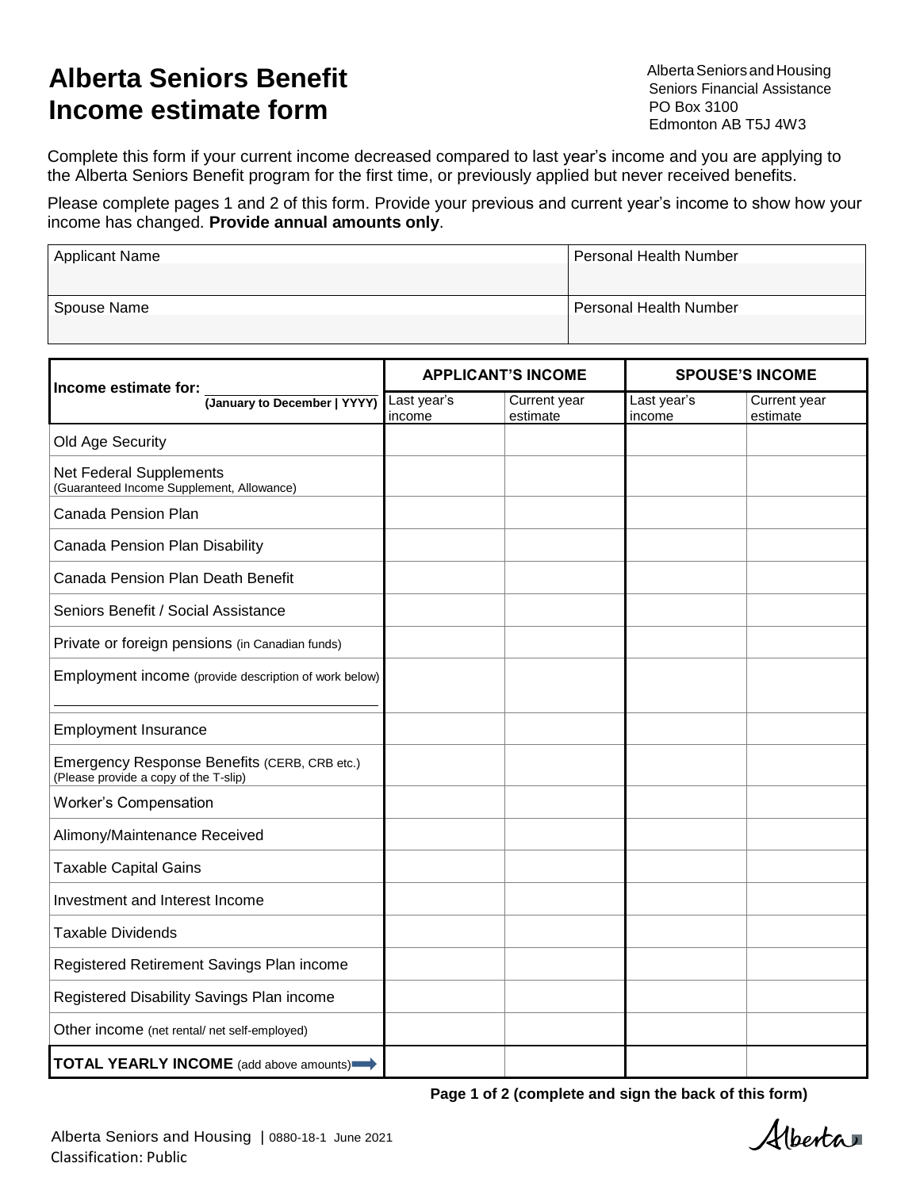# Alberta Seniors Benefit Income estimate form

Alberta Seniors and Housing
Seniors Financial Assistance
PO Box 3100
Edmonton AB T5J 4W3

Complete this form if your current income decreased compared to last year's income and you are applying to the Alberta Seniors Benefit program for the first time, or previously applied but never received benefits.

Please complete pages 1 and 2 of this form. Provide your previous and current year's income to show how your income has changed. **Provide annual amounts only**.

| Applicant Name | Personal Health Number |
|---|---|
| | |
| **Spouse Name** | **Personal Health Number** |
| | |

| Income estimate for: ______ (January to December \| YYYY) | APPLICANT'S INCOME | | SPOUSE'S INCOME | |
|---|---|---|---|---|
| | Last year's income | Current year estimate | Last year's income | Current year estimate |
| Old Age Security | | | | |
| Net Federal Supplements (Guaranteed Income Supplement, Allowance) | | | | |
| Canada Pension Plan | | | | |
| Canada Pension Plan Disability | | | | |
| Canada Pension Plan Death Benefit | | | | |
| Seniors Benefit / Social Assistance | | | | |
| Private or foreign pensions (in Canadian funds) | | | | |
| Employment income (provide description of work below) ______ | | | | |
| Employment Insurance | | | | |
| Emergency Response Benefits (CERB, CRB etc.) (Please provide a copy of the T-slip) | | | | |
| Worker's Compensation | | | | |
| Alimony/Maintenance Received | | | | |
| Taxable Capital Gains | | | | |
| Investment and Interest Income | | | | |
| Taxable Dividends | | | | |
| Registered Retirement Savings Plan income | | | | |
| Registered Disability Savings Plan income | | | | |
| Other income (net rental/ net self-employed) | | | | |
| **TOTAL YEARLY INCOME** (add above amounts) | | | | |

**Page 1 of 2 (complete and sign the back of this form)**

Alberta Seniors and Housing | 0880-18-1 June 2021
Classification: Public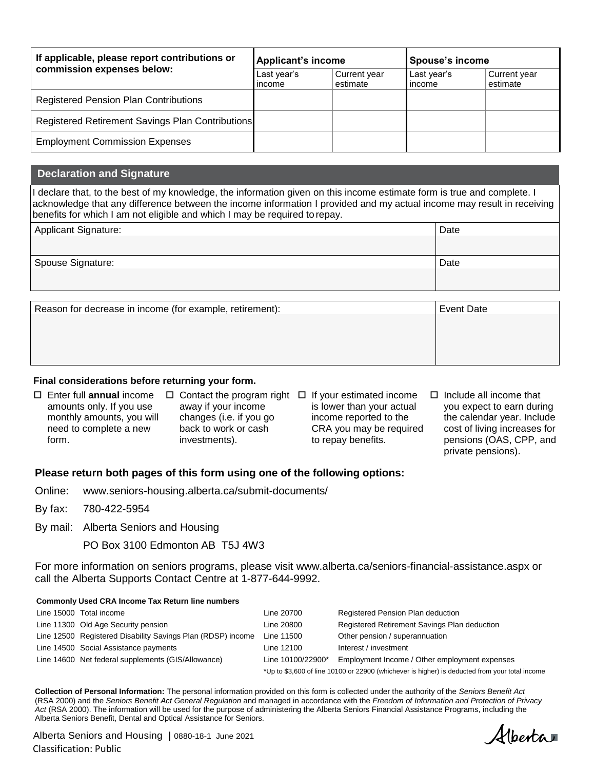| If applicable, please report contributions or commission expenses below: | Applicant's income | | Spouse's income | |
|---|---|---|---|---|
| | Last year's income | Current year estimate | Last year's income | Current year estimate |
| Registered Pension Plan Contributions | | | | |
| Registered Retirement Savings Plan Contributions | | | | |
| Employment Commission Expenses | | | | |

## Declaration and Signature

I declare that, to the best of my knowledge, the information given on this income estimate form is true and complete. I acknowledge that any difference between the income information I provided and my actual income may result in receiving benefits for which I am not eligible and which I may be required to repay.

| Applicant Signature: | Date |
|---|---|
| Spouse Signature: | Date |

| Reason for decrease in income (for example, retirement): | Event Date |
|---|---|
| | |

**Final considerations before returning your form.**

- ☐ Enter full **annual** income amounts only. If you use monthly amounts, you will need to complete a new form.
- ☐ Contact the program right away if your income changes (i.e. if you go back to work or cash investments).
- ☐ If your estimated income is lower than your actual income reported to the CRA you may be required to repay benefits.
- ☐ Include all income that you expect to earn during the calendar year. Include cost of living increases for pensions (OAS, CPP, and private pensions).

**Please return both pages of this form using one of the following options:**

Online: www.seniors-housing.alberta.ca/submit-documents/

By fax: 780-422-5954

By mail: Alberta Seniors and Housing
PO Box 3100 Edmonton AB T5J 4W3

For more information on seniors programs, please visit www.alberta.ca/seniors-financial-assistance.aspx or call the Alberta Supports Contact Centre at 1-877-644-9992.

**Commonly Used CRA Income Tax Return line numbers**

| | | | |
|---|---|---|---|
| Line 15000 | Total income | Line 20700 | Registered Pension Plan deduction |
| Line 11300 | Old Age Security pension | Line 20800 | Registered Retirement Savings Plan deduction |
| Line 12500 | Registered Disability Savings Plan (RDSP) income | Line 11500 | Other pension / superannuation |
| Line 14500 | Social Assistance payments | Line 12100 | Interest / investment |
| Line 14600 | Net federal supplements (GIS/Allowance) | Line 10100/22900* | Employment Income / Other employment expenses |

*Up to $3,600 of line 10100 or 22900 (whichever is higher) is deducted from your total income

**Collection of Personal Information:** The personal information provided on this form is collected under the authority of the *Seniors Benefit Act* (RSA 2000) and the *Seniors Benefit Act General Regulation* and managed in accordance with the *Freedom of Information and Protection of Privacy Act* (RSA 2000). The information will be used for the purpose of administering the Alberta Seniors Financial Assistance Programs, including the Alberta Seniors Benefit, Dental and Optical Assistance for Seniors.

Alberta Seniors and Housing | 0880-18-1 June 2021
Classification: Public